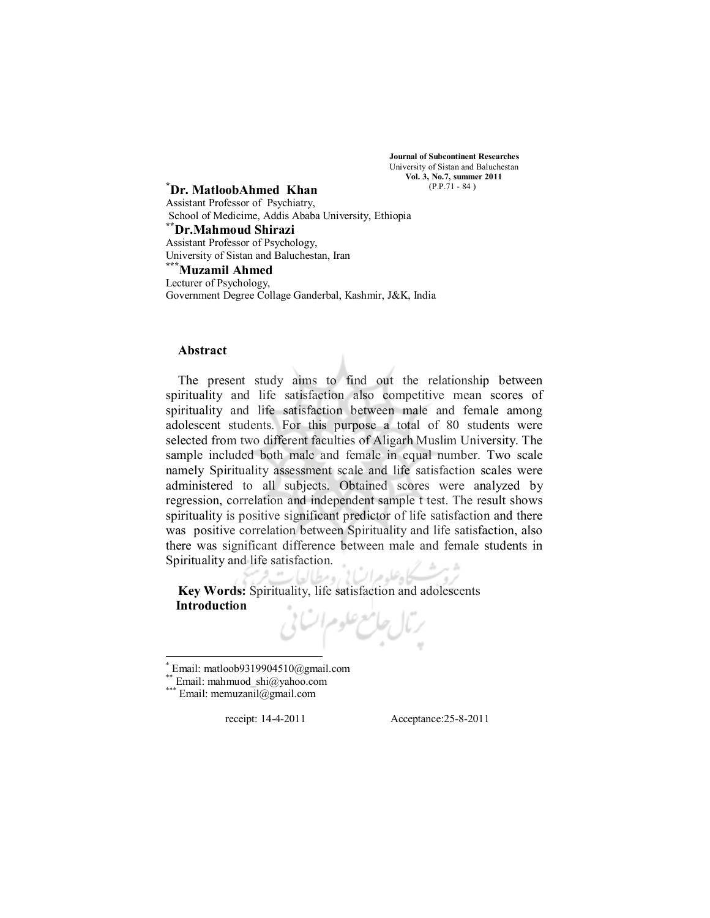**Journal of Subcontinent Researches**
University of Sistan and Baluchestan
**Vol. 3, No.7, summer 2011**
(P.P.71 - 84 )

**[*]Dr. MatloobAhmed Khan**
Assistant Professor of Psychiatry,
School of Medicime, Addis Ababa University, Ethiopia

**[**]Dr.Mahmoud Shirazi**
Assistant Professor of Psychology,
University of Sistan and Baluchestan, Iran

**[***]Muzamil Ahmed**
Lecturer of Psychology,
Government Degree Collage Ganderbal, Kashmir, J&K, India

## Abstract

The present study aims to find out the relationship between spirituality and life satisfaction also competitive mean scores of spirituality and life satisfaction between male and female among adolescent students. For this purpose a total of 80 students were selected from two different faculties of Aligarh Muslim University. The sample included both male and female in equal number. Two scale namely Spirituality assessment scale and life satisfaction scales were administered to all subjects. Obtained scores were analyzed by regression, correlation and independent sample t test. The result shows spirituality is positive significant predictor of life satisfaction and there was positive correlation between Spirituality and life satisfaction, also there was significant difference between male and female students in Spirituality and life satisfaction.

**Key Words:** Spirituality, life satisfaction and adolescents

## Introduction

---

[*] Email: matloob9319904510@gmail.com
[**] Email: mahmuod_shi@yahoo.com
[***] Email: memuzanil@gmail.com

receipt: 14-4-2011 Acceptance:25-8-2011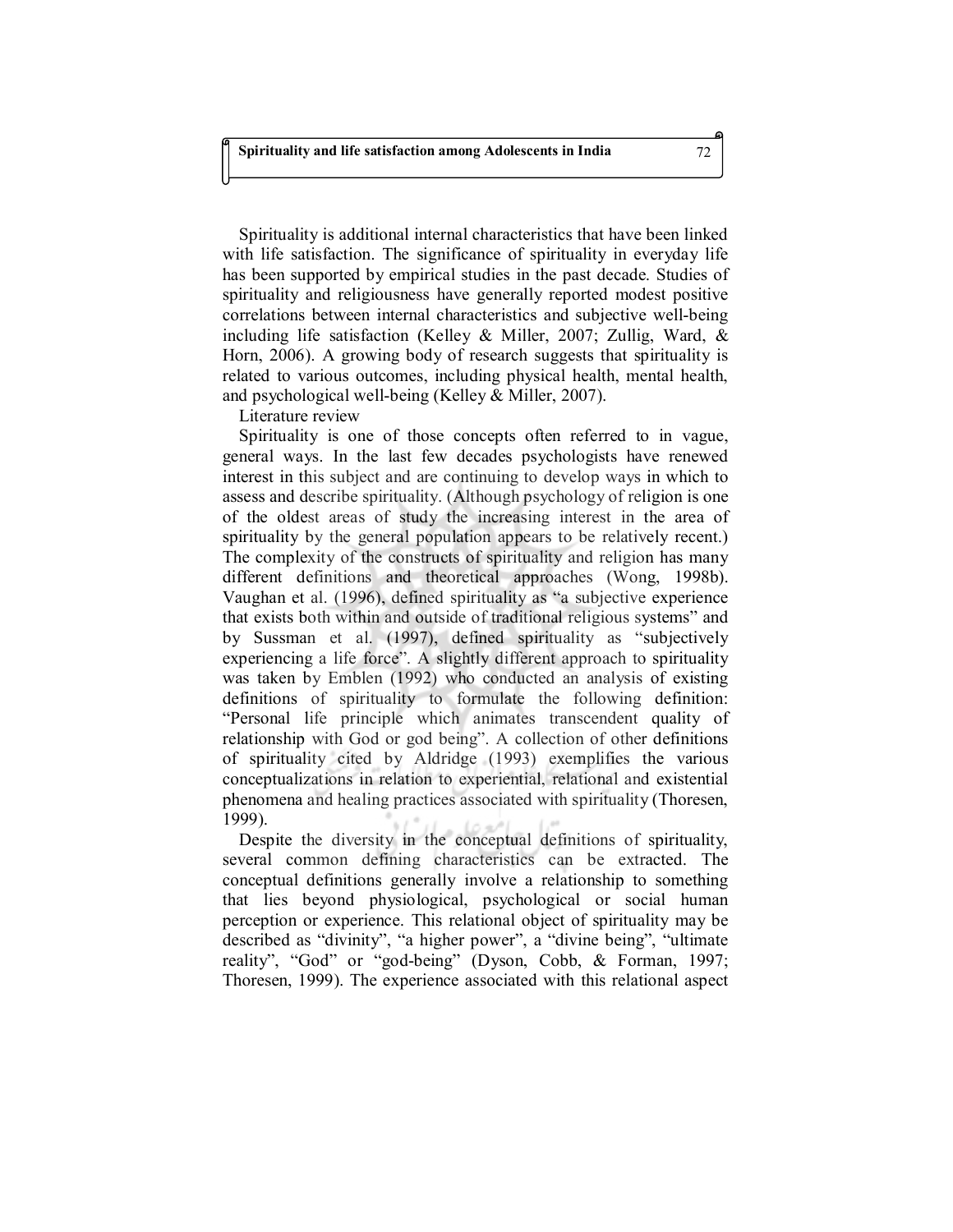Spirituality is additional internal characteristics that have been linked with life satisfaction. The significance of spirituality in everyday life has been supported by empirical studies in the past decade. Studies of spirituality and religiousness have generally reported modest positive correlations between internal characteristics and subjective well-being including life satisfaction (Kelley & Miller, 2007; Zullig, Ward, & Horn, 2006). A growing body of research suggests that spirituality is related to various outcomes, including physical health, mental health, and psychological well-being (Kelley & Miller, 2007).

## Literature review

Spirituality is one of those concepts often referred to in vague, general ways. In the last few decades psychologists have renewed interest in this subject and are continuing to develop ways in which to assess and describe spirituality. (Although psychology of religion is one of the oldest areas of study the increasing interest in the area of spirituality by the general population appears to be relatively recent.) The complexity of the constructs of spirituality and religion has many different definitions and theoretical approaches (Wong, 1998b). Vaughan et al. (1996), defined spirituality as "a subjective experience that exists both within and outside of traditional religious systems" and by Sussman et al. (1997), defined spirituality as "subjectively experiencing a life force". A slightly different approach to spirituality was taken by Emblen (1992) who conducted an analysis of existing definitions of spirituality to formulate the following definition: "Personal life principle which animates transcendent quality of relationship with God or god being". A collection of other definitions of spirituality cited by Aldridge (1993) exemplifies the various conceptualizations in relation to experiential, relational and existential phenomena and healing practices associated with spirituality (Thoresen, 1999).

Despite the diversity in the conceptual definitions of spirituality, several common defining characteristics can be extracted. The conceptual definitions generally involve a relationship to something that lies beyond physiological, psychological or social human perception or experience. This relational object of spirituality may be described as "divinity", "a higher power", a "divine being", "ultimate reality", "God" or "god-being" (Dyson, Cobb, & Forman, 1997; Thoresen, 1999). The experience associated with this relational aspect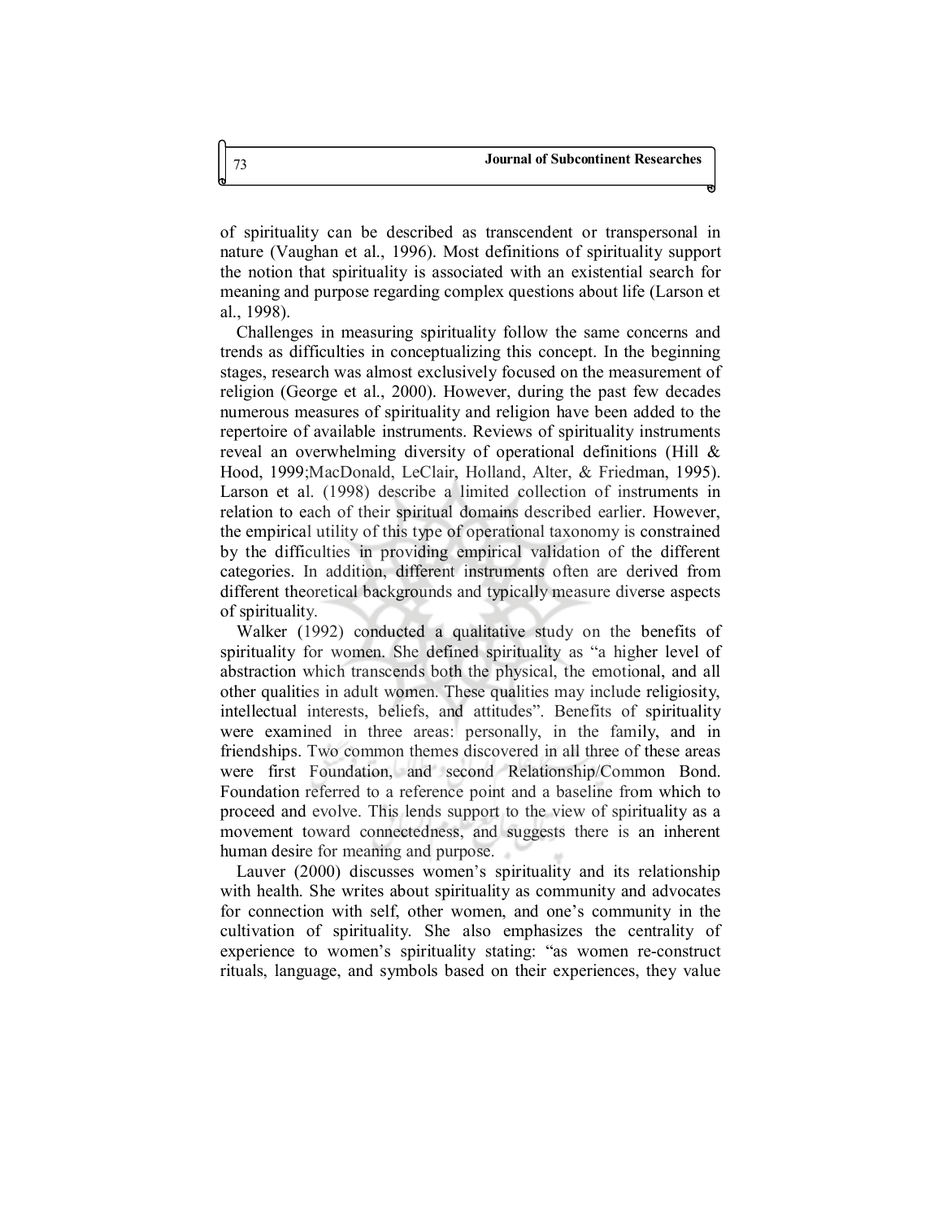of spirituality can be described as transcendent or transpersonal in nature (Vaughan et al., 1996). Most definitions of spirituality support the notion that spirituality is associated with an existential search for meaning and purpose regarding complex questions about life (Larson et al., 1998).

Challenges in measuring spirituality follow the same concerns and trends as difficulties in conceptualizing this concept. In the beginning stages, research was almost exclusively focused on the measurement of religion (George et al., 2000). However, during the past few decades numerous measures of spirituality and religion have been added to the repertoire of available instruments. Reviews of spirituality instruments reveal an overwhelming diversity of operational definitions (Hill & Hood, 1999;MacDonald, LeClair, Holland, Alter, & Friedman, 1995). Larson et al. (1998) describe a limited collection of instruments in relation to each of their spiritual domains described earlier. However, the empirical utility of this type of operational taxonomy is constrained by the difficulties in providing empirical validation of the different categories. In addition, different instruments often are derived from different theoretical backgrounds and typically measure diverse aspects of spirituality.

Walker (1992) conducted a qualitative study on the benefits of spirituality for women. She defined spirituality as "a higher level of abstraction which transcends both the physical, the emotional, and all other qualities in adult women. These qualities may include religiosity, intellectual interests, beliefs, and attitudes". Benefits of spirituality were examined in three areas: personally, in the family, and in friendships. Two common themes discovered in all three of these areas were first Foundation, and second Relationship/Common Bond. Foundation referred to a reference point and a baseline from which to proceed and evolve. This lends support to the view of spirituality as a movement toward connectedness, and suggests there is an inherent human desire for meaning and purpose.

Lauver (2000) discusses women's spirituality and its relationship with health. She writes about spirituality as community and advocates for connection with self, other women, and one's community in the cultivation of spirituality. She also emphasizes the centrality of experience to women's spirituality stating: "as women re-construct rituals, language, and symbols based on their experiences, they value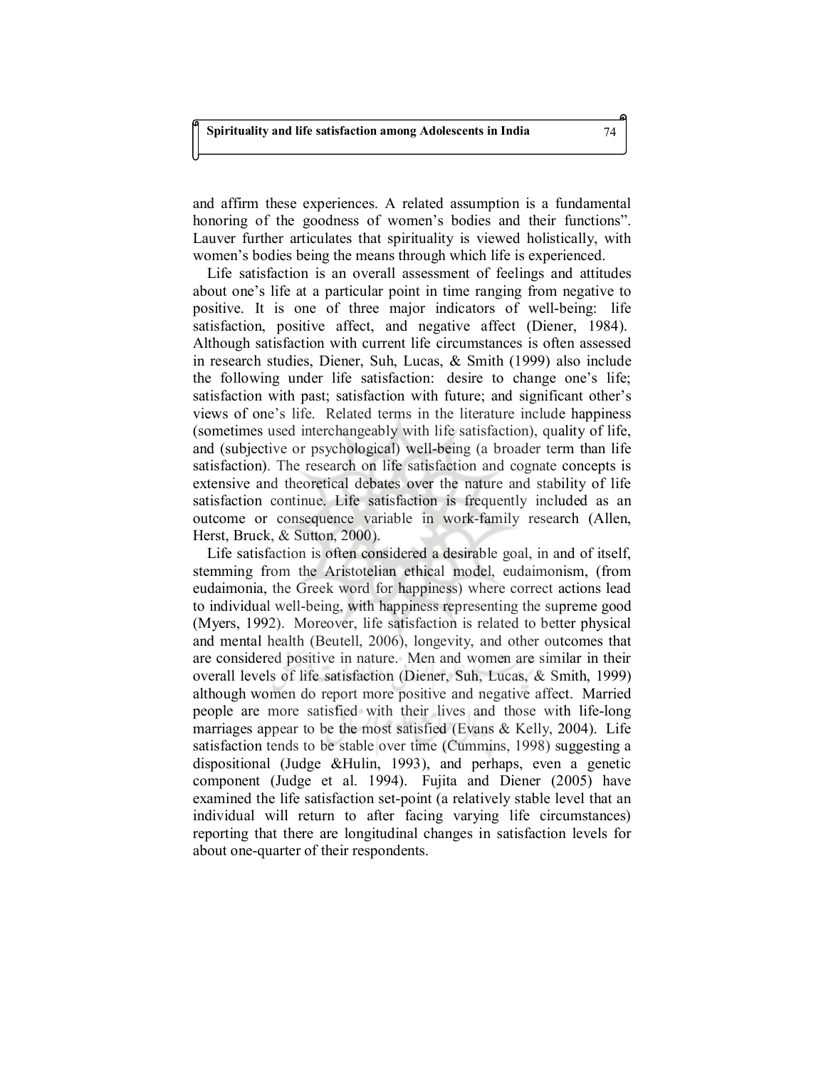and affirm these experiences. A related assumption is a fundamental honoring of the goodness of women's bodies and their functions". Lauver further articulates that spirituality is viewed holistically, with women's bodies being the means through which life is experienced.

Life satisfaction is an overall assessment of feelings and attitudes about one's life at a particular point in time ranging from negative to positive. It is one of three major indicators of well-being: life satisfaction, positive affect, and negative affect (Diener, 1984). Although satisfaction with current life circumstances is often assessed in research studies, Diener, Suh, Lucas, & Smith (1999) also include the following under life satisfaction: desire to change one's life; satisfaction with past; satisfaction with future; and significant other's views of one's life. Related terms in the literature include happiness (sometimes used interchangeably with life satisfaction), quality of life, and (subjective or psychological) well-being (a broader term than life satisfaction). The research on life satisfaction and cognate concepts is extensive and theoretical debates over the nature and stability of life satisfaction continue. Life satisfaction is frequently included as an outcome or consequence variable in work-family research (Allen, Herst, Bruck, & Sutton, 2000).

Life satisfaction is often considered a desirable goal, in and of itself, stemming from the Aristotelian ethical model, eudaimonism, (from eudaimonia, the Greek word for happiness) where correct actions lead to individual well-being, with happiness representing the supreme good (Myers, 1992). Moreover, life satisfaction is related to better physical and mental health (Beutell, 2006), longevity, and other outcomes that are considered positive in nature. Men and women are similar in their overall levels of life satisfaction (Diener, Suh, Lucas, & Smith, 1999) although women do report more positive and negative affect. Married people are more satisfied with their lives and those with life-long marriages appear to be the most satisfied (Evans & Kelly, 2004). Life satisfaction tends to be stable over time (Cummins, 1998) suggesting a dispositional (Judge &Hulin, 1993), and perhaps, even a genetic component (Judge et al. 1994). Fujita and Diener (2005) have examined the life satisfaction set-point (a relatively stable level that an individual will return to after facing varying life circumstances) reporting that there are longitudinal changes in satisfaction levels for about one-quarter of their respondents.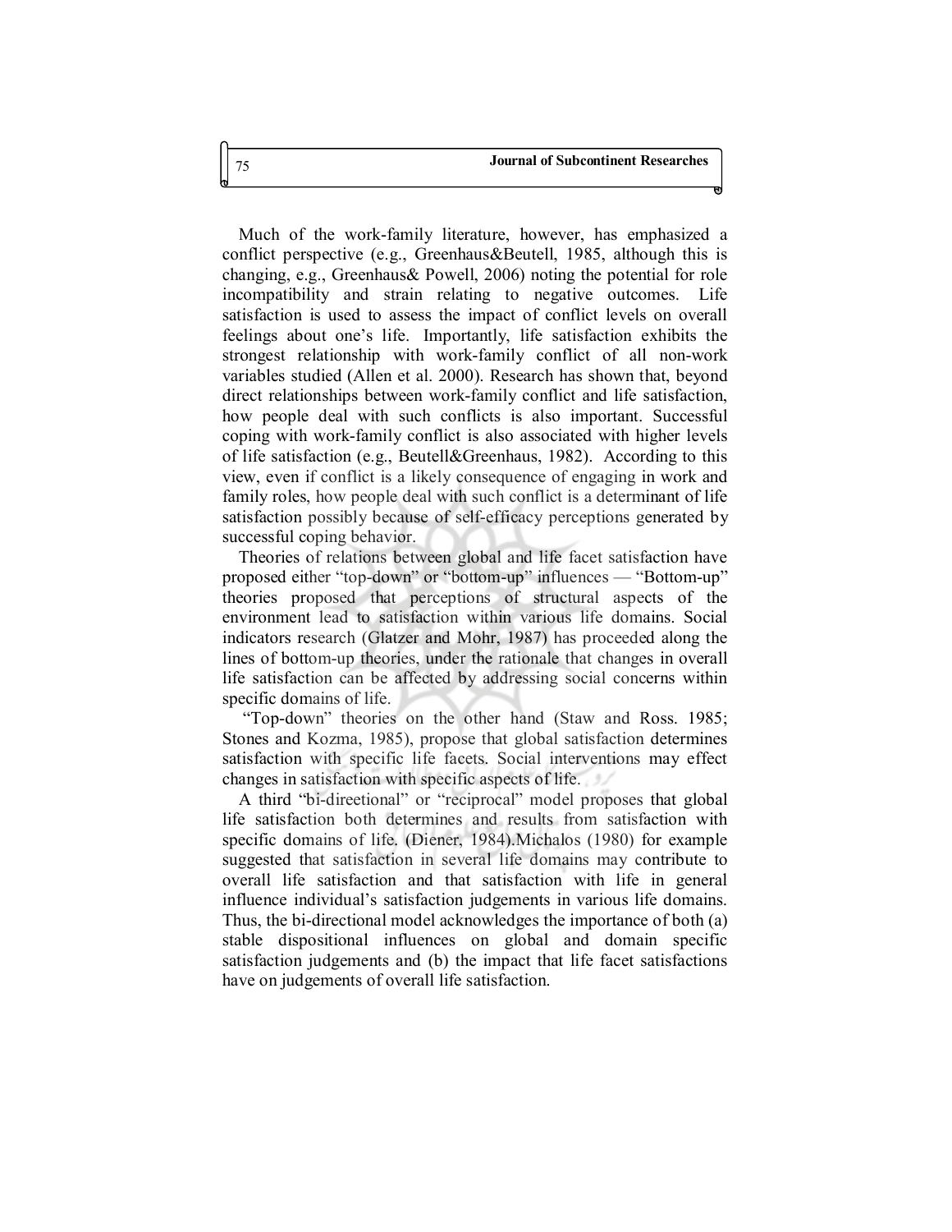Much of the work-family literature, however, has emphasized a conflict perspective (e.g., Greenhaus&Beutell, 1985, although this is changing, e.g., Greenhaus& Powell, 2006) noting the potential for role incompatibility and strain relating to negative outcomes. Life satisfaction is used to assess the impact of conflict levels on overall feelings about one's life. Importantly, life satisfaction exhibits the strongest relationship with work-family conflict of all non-work variables studied (Allen et al. 2000). Research has shown that, beyond direct relationships between work-family conflict and life satisfaction, how people deal with such conflicts is also important. Successful coping with work-family conflict is also associated with higher levels of life satisfaction (e.g., Beutell&Greenhaus, 1982). According to this view, even if conflict is a likely consequence of engaging in work and family roles, how people deal with such conflict is a determinant of life satisfaction possibly because of self-efficacy perceptions generated by successful coping behavior.

Theories of relations between global and life facet satisfaction have proposed either "top-down" or "bottom-up" influences — "Bottom-up" theories proposed that perceptions of structural aspects of the environment lead to satisfaction within various life domains. Social indicators research (Glatzer and Mohr, 1987) has proceeded along the lines of bottom-up theories, under the rationale that changes in overall life satisfaction can be affected by addressing social concerns within specific domains of life.

"Top-down" theories on the other hand (Staw and Ross. 1985; Stones and Kozma, 1985), propose that global satisfaction determines satisfaction with specific life facets. Social interventions may effect changes in satisfaction with specific aspects of life.

A third "bi-direetional" or "reciprocal" model proposes that global life satisfaction both determines and results from satisfaction with specific domains of life. (Diener, 1984).Michalos (1980) for example suggested that satisfaction in several life domains may contribute to overall life satisfaction and that satisfaction with life in general influence individual's satisfaction judgements in various life domains. Thus, the bi-directional model acknowledges the importance of both (a) stable dispositional influences on global and domain specific satisfaction judgements and (b) the impact that life facet satisfactions have on judgements of overall life satisfaction.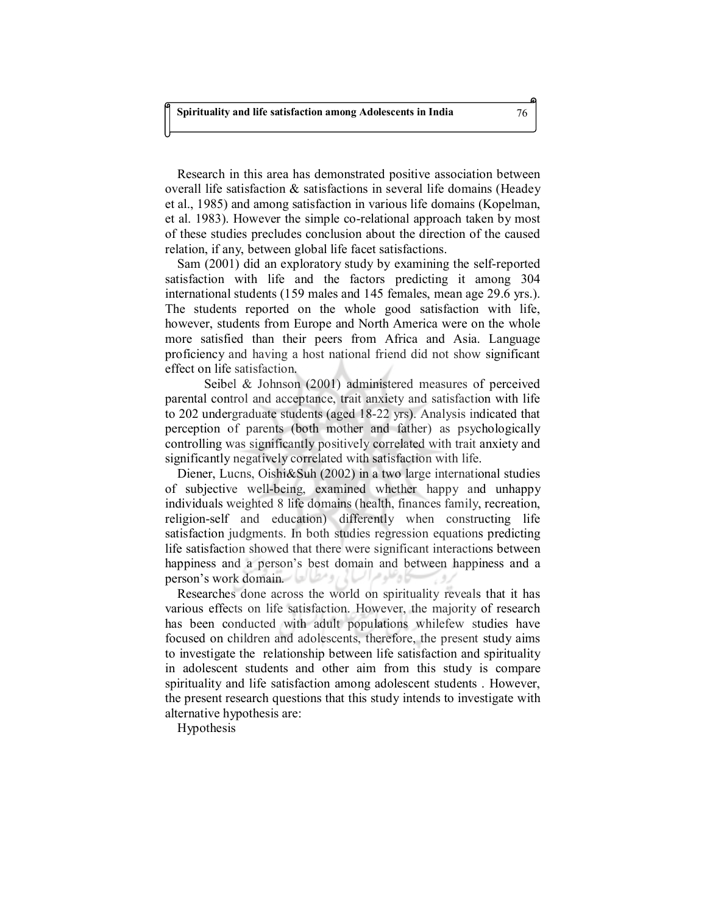Research in this area has demonstrated positive association between overall life satisfaction & satisfactions in several life domains (Headey et al., 1985) and among satisfaction in various life domains (Kopelman, et al. 1983). However the simple co-relational approach taken by most of these studies precludes conclusion about the direction of the caused relation, if any, between global life facet satisfactions.

Sam (2001) did an exploratory study by examining the self-reported satisfaction with life and the factors predicting it among 304 international students (159 males and 145 females, mean age 29.6 yrs.). The students reported on the whole good satisfaction with life, however, students from Europe and North America were on the whole more satisfied than their peers from Africa and Asia. Language proficiency and having a host national friend did not show significant effect on life satisfaction.

Seibel & Johnson (2001) administered measures of perceived parental control and acceptance, trait anxiety and satisfaction with life to 202 undergraduate students (aged 18-22 yrs). Analysis indicated that perception of parents (both mother and father) as psychologically controlling was significantly positively correlated with trait anxiety and significantly negatively correlated with satisfaction with life.

Diener, Lucns, Oishi&Suh (2002) in a two large international studies of subjective well-being, examined whether happy and unhappy individuals weighted 8 life domains (health, finances family, recreation, religion-self and education) differently when constructing life satisfaction judgments. In both studies regression equations predicting life satisfaction showed that there were significant interactions between happiness and a person's best domain and between happiness and a person's work domain.

Researches done across the world on spirituality reveals that it has various effects on life satisfaction. However, the majority of research has been conducted with adult populations whilefew studies have focused on children and adolescents, therefore, the present study aims to investigate the relationship between life satisfaction and spirituality in adolescent students and other aim from this study is compare spirituality and life satisfaction among adolescent students . However, the present research questions that this study intends to investigate with alternative hypothesis are:

Hypothesis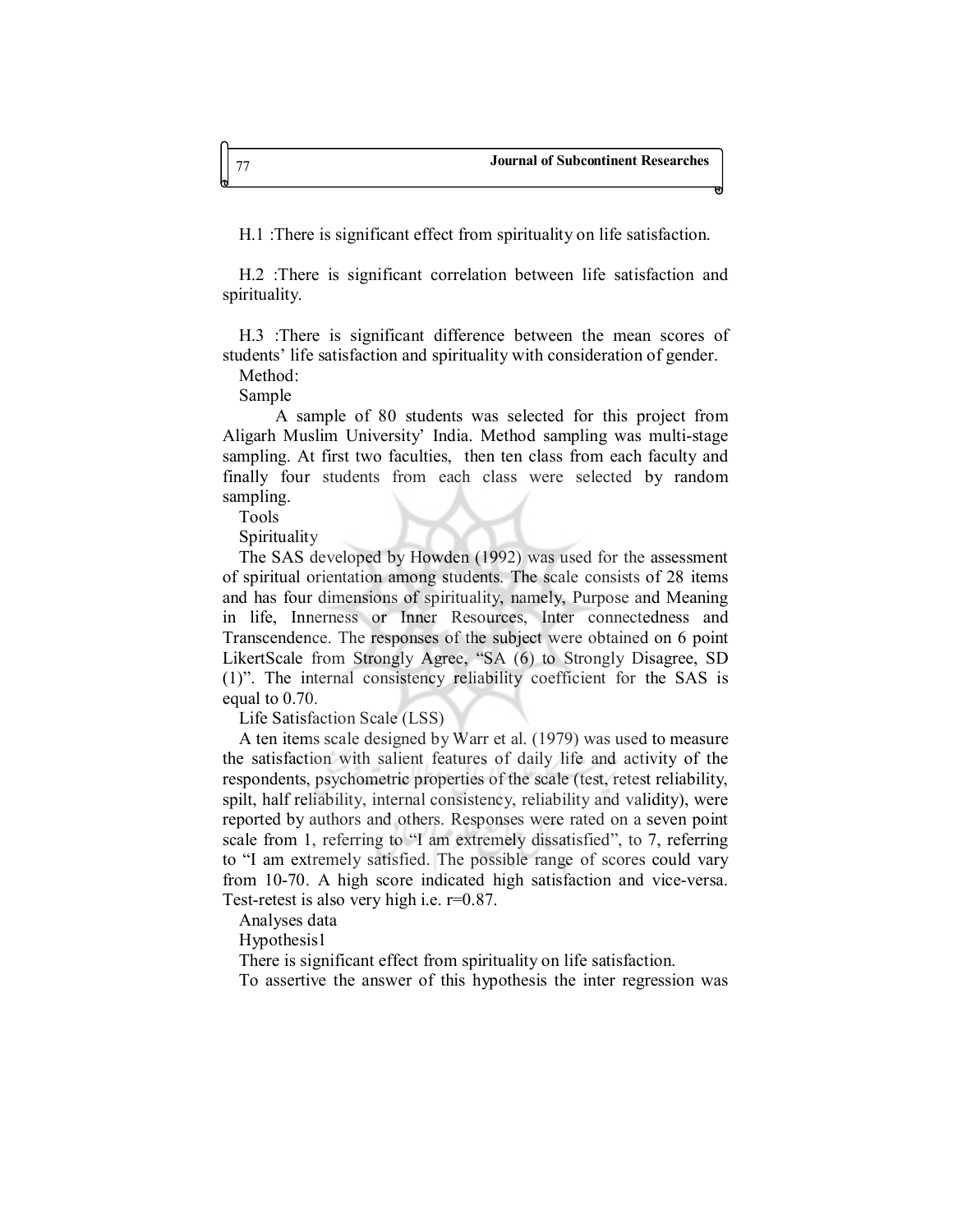H.1 :There is significant effect from spirituality on life satisfaction.

H.2 :There is significant correlation between life satisfaction and spirituality.

H.3 :There is significant difference between the mean scores of students' life satisfaction and spirituality with consideration of gender.

Method:

Sample

A sample of 80 students was selected for this project from Aligarh Muslim University' India. Method sampling was multi-stage sampling. At first two faculties, then ten class from each faculty and finally four students from each class were selected by random sampling.

Tools

Spirituality

The SAS developed by Howden (1992) was used for the assessment of spiritual orientation among students. The scale consists of 28 items and has four dimensions of spirituality, namely, Purpose and Meaning in life, Innerness or Inner Resources, Inter connectedness and Transcendence. The responses of the subject were obtained on 6 point LikertScale from Strongly Agree, "SA (6) to Strongly Disagree, SD (1)". The internal consistency reliability coefficient for the SAS is equal to 0.70.

Life Satisfaction Scale (LSS)

A ten items scale designed by Warr et al. (1979) was used to measure the satisfaction with salient features of daily life and activity of the respondents, psychometric properties of the scale (test, retest reliability, spilt, half reliability, internal consistency, reliability and validity), were reported by authors and others. Responses were rated on a seven point scale from 1, referring to "I am extremely dissatisfied", to 7, referring to "I am extremely satisfied. The possible range of scores could vary from 10-70. A high score indicated high satisfaction and vice-versa. Test-retest is also very high i.e. r=0.87.

Analyses data

Hypothesis1

There is significant effect from spirituality on life satisfaction.

To assertive the answer of this hypothesis the inter regression was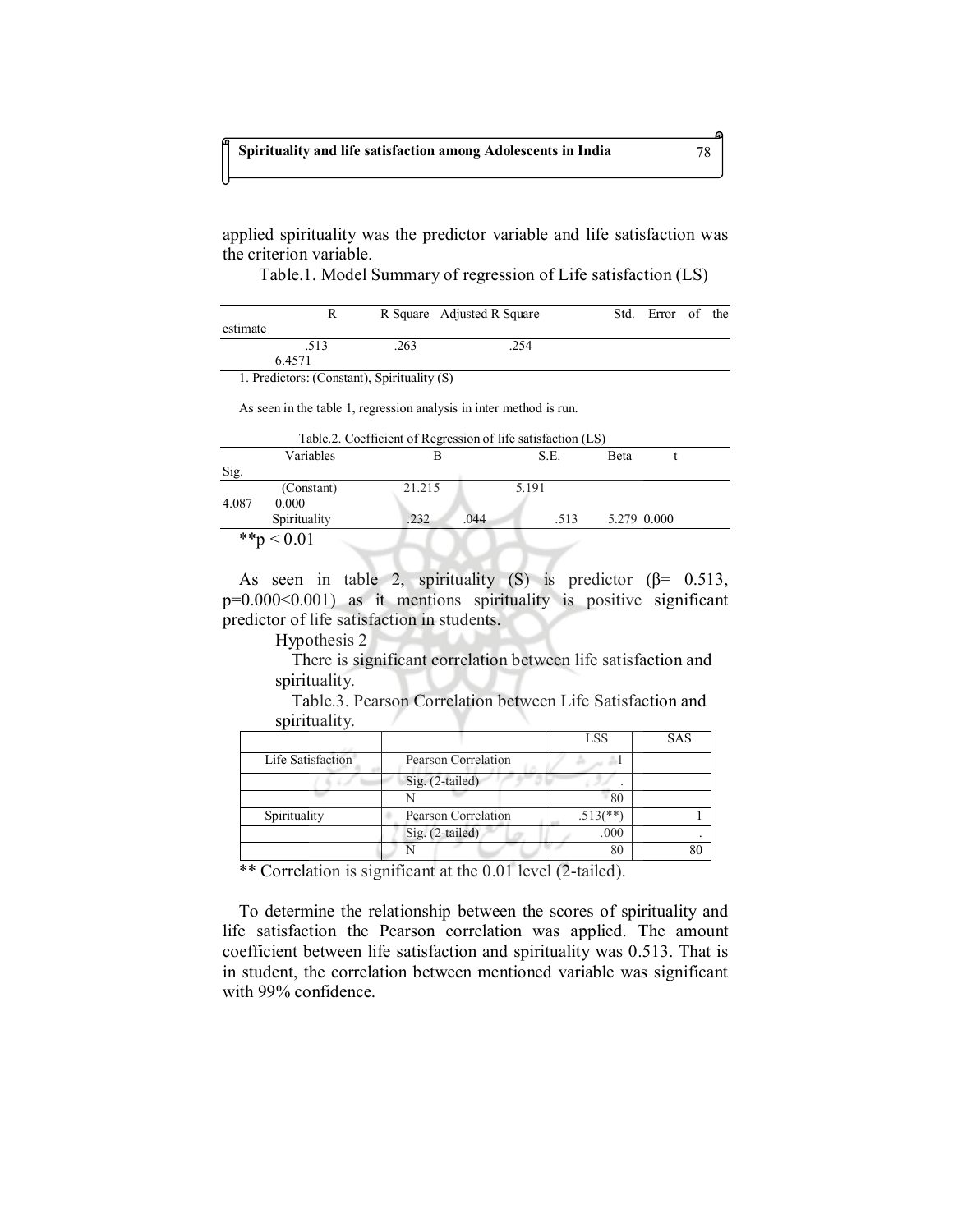applied spirituality was the predictor variable and life satisfaction was the criterion variable.

Table.1. Model Summary of regression of Life satisfaction (LS)

| R | R Square | Adjusted R Square | Std. Error of the estimate |
|---|---|---|---|
| .513 | .263 | .254 | 6.4571 |

1. Predictors: (Constant), Spirituality (S)

As seen in the table 1, regression analysis in inter method is run.

Table.2. Coefficient of Regression of life satisfaction (LS)

| Variables | B | S.E. | Beta | t | Sig. |
|---|---|---|---|---|---|
| (Constant) | 21.215 | 5.191 | | 4.087 | 0.000 |
| Spirituality | .232 | .044 | .513 | 5.279 | 0.000 |

**p < 0.01

As seen in table 2, spirituality (S) is predictor (β= 0.513, p=0.000<0.001) as it mentions spirituality is positive significant predictor of life satisfaction in students.

Hypothesis 2

There is significant correlation between life satisfaction and spirituality.

Table.3. Pearson Correlation between Life Satisfaction and spirituality.

| | | LSS | SAS |
|---|---|---|---|
| Life Satisfaction | Pearson Correlation | 1 | |
| | Sig. (2-tailed) | . | |
| | N | 80 | |
| Spirituality | Pearson Correlation | .513(**) | 1 |
| | Sig. (2-tailed) | .000 | . |
| | N | 80 | 80 |

** Correlation is significant at the 0.01 level (2-tailed).

To determine the relationship between the scores of spirituality and life satisfaction the Pearson correlation was applied. The amount coefficient between life satisfaction and spirituality was 0.513. That is in student, the correlation between mentioned variable was significant with 99% confidence.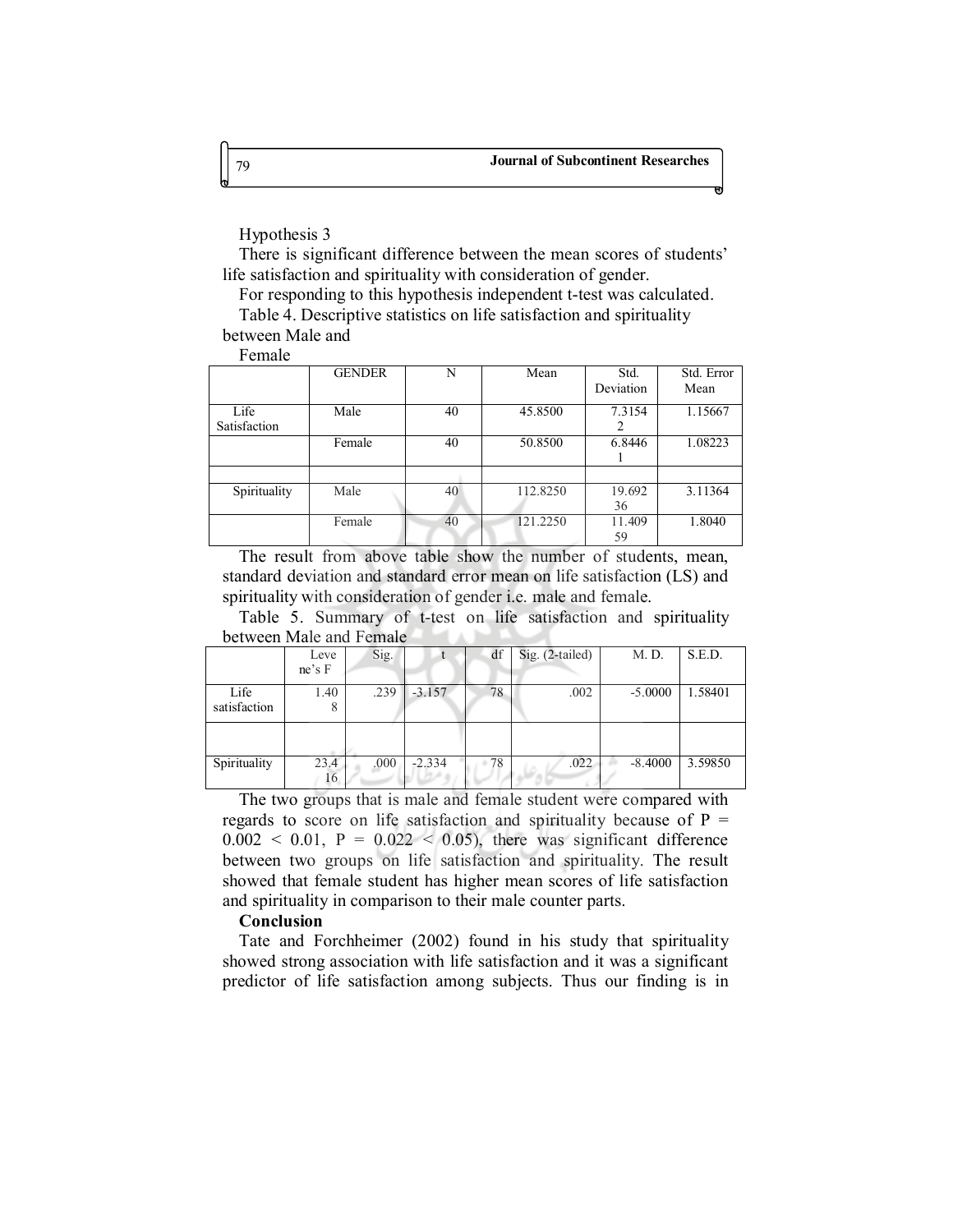Hypothesis 3

There is significant difference between the mean scores of students' life satisfaction and spirituality with consideration of gender.

For responding to this hypothesis independent t-test was calculated.

Table 4. Descriptive statistics on life satisfaction and spirituality between Male and Female

| | GENDER | N | Mean | Std. Deviation | Std. Error Mean |
|---|---|---|---|---|---|
| Life Satisfaction | Male | 40 | 45.8500 | 7.31542 | 1.15667 |
| | Female | 40 | 50.8500 | 6.84461 | 1.08223 |
| | | | | | |
| Spirituality | Male | 40 | 112.8250 | 19.69236 | 3.11364 |
| | Female | 40 | 121.2250 | 11.40959 | 1.8040 |

The result from above table show the number of students, mean, standard deviation and standard error mean on life satisfaction (LS) and spirituality with consideration of gender i.e. male and female.

Table 5. Summary of t-test on life satisfaction and spirituality between Male and Female

| | Levene's F | Sig. | t | df | Sig. (2-tailed) | M. D. | S.E.D. |
|---|---|---|---|---|---|---|---|
| Life satisfaction | 1.408 | .239 | -3.157 | 78 | .002 | -5.0000 | 1.58401 |
| | | | | | | | |
| Spirituality | 23.416 | .000 | -2.334 | 78 | .022 | -8.4000 | 3.59850 |

The two groups that is male and female student were compared with regards to score on life satisfaction and spirituality because of $P = 0.002 < 0.01$, $P = 0.022 < 0.05$), there was significant difference between two groups on life satisfaction and spirituality. The result showed that female student has higher mean scores of life satisfaction and spirituality in comparison to their male counter parts.

**Conclusion**

Tate and Forchheimer (2002) found in his study that spirituality showed strong association with life satisfaction and it was a significant predictor of life satisfaction among subjects. Thus our finding is in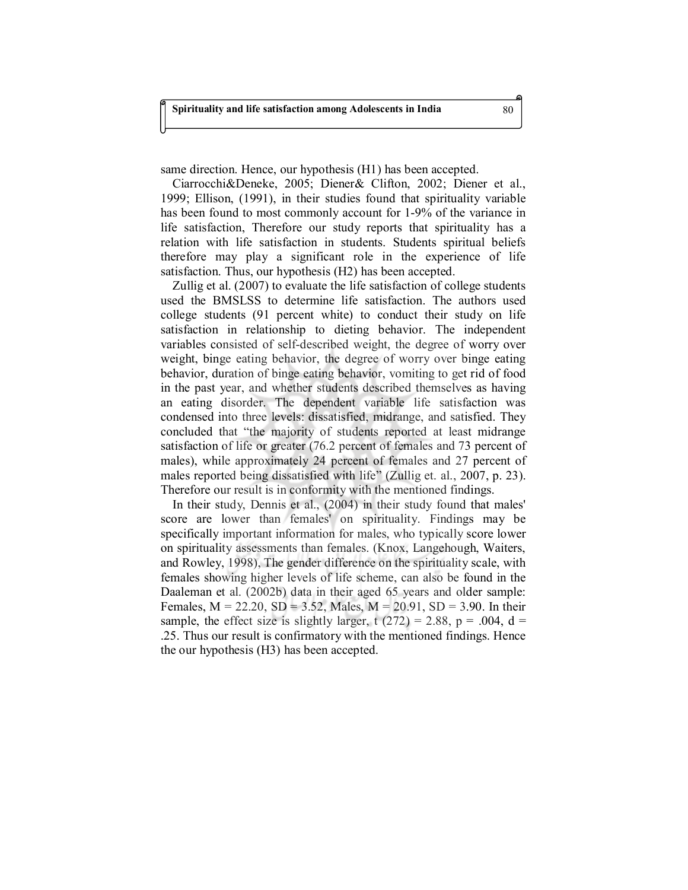same direction. Hence, our hypothesis (H1) has been accepted.

Ciarrocchi&Deneke, 2005; Diener& Clifton, 2002; Diener et al., 1999; Ellison, (1991), in their studies found that spirituality variable has been found to most commonly account for 1-9% of the variance in life satisfaction, Therefore our study reports that spirituality has a relation with life satisfaction in students. Students spiritual beliefs therefore may play a significant role in the experience of life satisfaction. Thus, our hypothesis (H2) has been accepted.

Zullig et al. (2007) to evaluate the life satisfaction of college students used the BMSLSS to determine life satisfaction. The authors used college students (91 percent white) to conduct their study on life satisfaction in relationship to dieting behavior. The independent variables consisted of self-described weight, the degree of worry over weight, binge eating behavior, the degree of worry over binge eating behavior, duration of binge eating behavior, vomiting to get rid of food in the past year, and whether students described themselves as having an eating disorder. The dependent variable life satisfaction was condensed into three levels: dissatisfied, midrange, and satisfied. They concluded that "the majority of students reported at least midrange satisfaction of life or greater (76.2 percent of females and 73 percent of males), while approximately 24 percent of females and 27 percent of males reported being dissatisfied with life" (Zullig et. al., 2007, p. 23). Therefore our result is in conformity with the mentioned findings.

In their study, Dennis et al., (2004) in their study found that males' score are lower than females' on spirituality. Findings may be specifically important information for males, who typically score lower on spirituality assessments than females. (Knox, Langehough, Waiters, and Rowley, 1998), The gender difference on the spirituality scale, with females showing higher levels of life scheme, can also be found in the Daaleman et al. (2002b) data in their aged 65 years and older sample: Females, $M = 22.20$, $SD = 3.52$, Males, $M = 20.91$, $SD = 3.90$. In their sample, the effect size is slightly larger, $t\ (272) = 2.88$, $p = .004$, $d = .25$. Thus our result is confirmatory with the mentioned findings. Hence the our hypothesis (H3) has been accepted.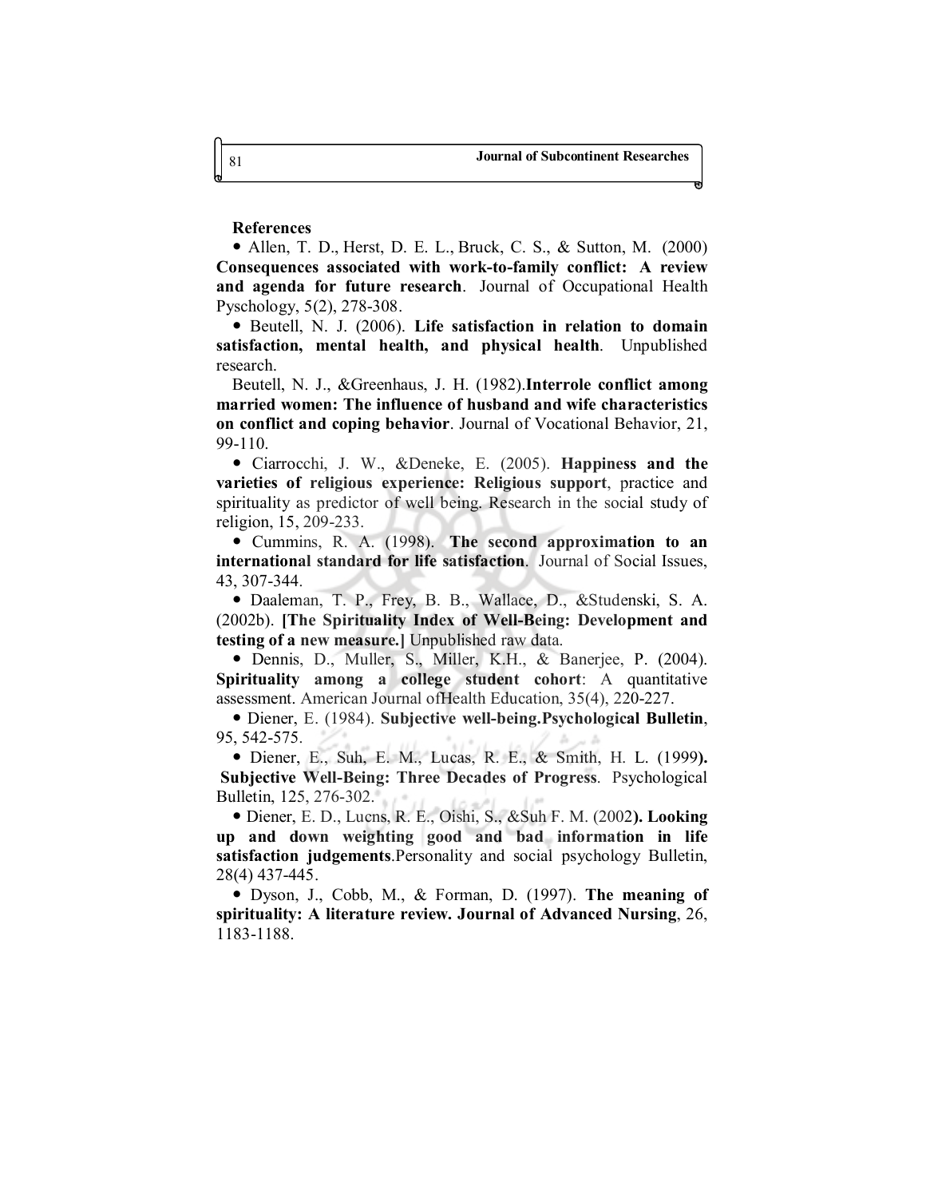**References**

- Allen, T. D., Herst, D. E. L., Bruck, C. S., & Sutton, M. (2000) **Consequences associated with work-to-family conflict: A review and agenda for future research**. Journal of Occupational Health Pyschology, 5(2), 278-308.
- Beutell, N. J. (2006). **Life satisfaction in relation to domain satisfaction, mental health, and physical health**. Unpublished research.

Beutell, N. J., &Greenhaus, J. H. (1982).**Interrole conflict among married women: The influence of husband and wife characteristics on conflict and coping behavior**. Journal of Vocational Behavior, 21, 99-110.

- Ciarrocchi, J. W., &Deneke, E. (2005). **Happiness and the varieties of religious experience: Religious support**, practice and spirituality as predictor of well being. Research in the social study of religion, 15, 209-233.
- Cummins, R. A. (1998). **The second approximation to an international standard for life satisfaction**. Journal of Social Issues, 43, 307-344.
- Daaleman, T. P., Frey, B. B., Wallace, D., &Studenski, S. A. (2002b). **[The Spirituality Index of Well-Being: Development and testing of a new measure.]** Unpublished raw data.
- Dennis, D., Muller, S., Miller, K.H., & Banerjee, P. (2004). **Spirituality among a college student cohort**: A quantitative assessment. American Journal ofHealth Education, 35(4), 220-227.
- Diener, E. (1984). **Subjective well-being.Psychological Bulletin**, 95, 542-575.
- Diener, E., Suh, E. M., Lucas, R. E., & Smith, H. L. (1999**).** **Subjective Well-Being: Three Decades of Progress**. Psychological Bulletin, 125, 276-302.
- Diener, E. D., Lucns, R. E., Oishi, S., &Suh F. M. (2002**). Looking up and down weighting good and bad information in life satisfaction judgements**.Personality and social psychology Bulletin, 28(4) 437-445.
- Dyson, J., Cobb, M., & Forman, D. (1997). **The meaning of spirituality: A literature review. Journal of Advanced Nursing**, 26, 1183-1188.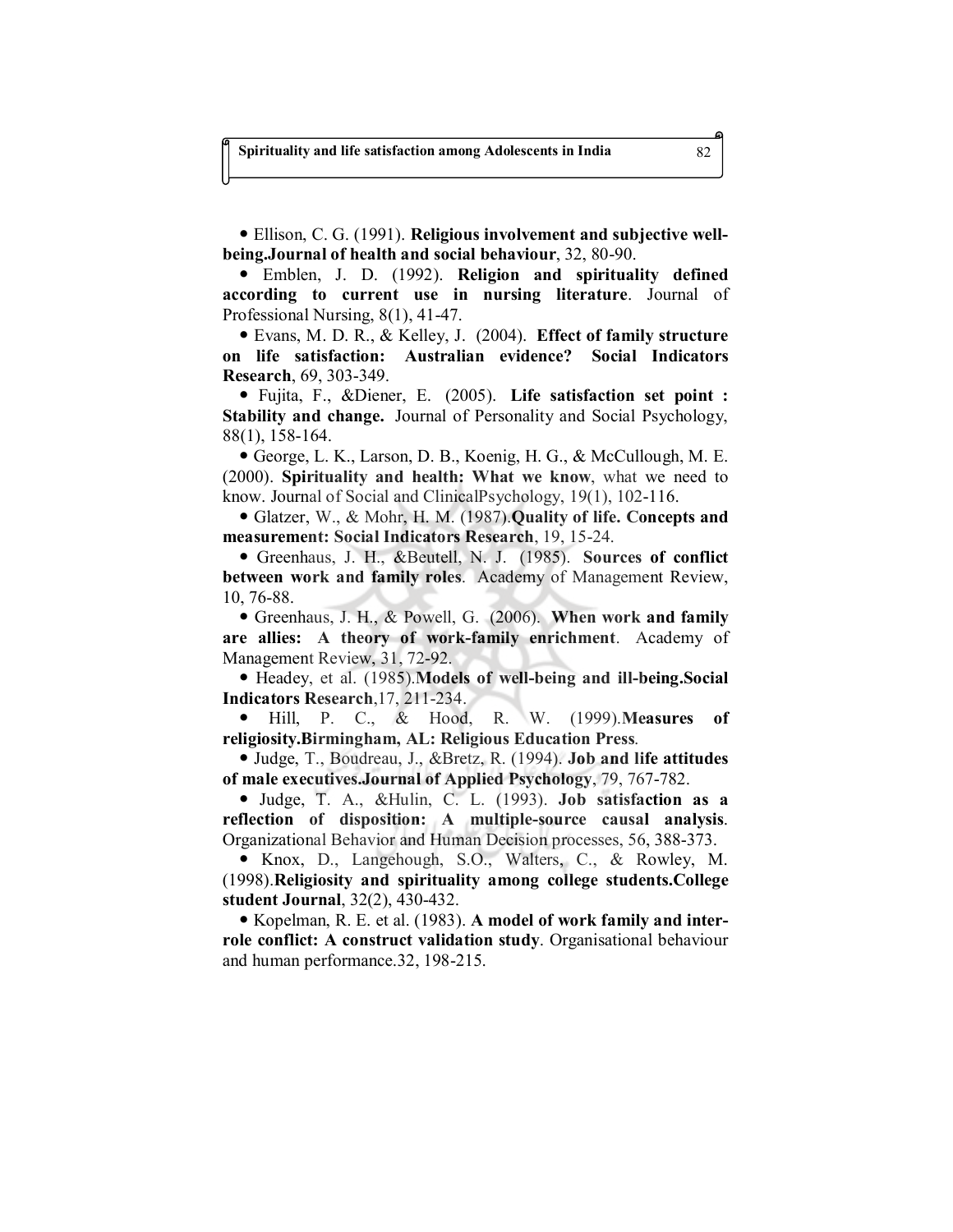- Ellison, C. G. (1991). **Religious involvement and subjective well-being.Journal of health and social behaviour**, 32, 80-90.
- Emblen, J. D. (1992). **Religion and spirituality defined according to current use in nursing literature**. Journal of Professional Nursing, 8(1), 41-47.
- Evans, M. D. R., & Kelley, J. (2004). **Effect of family structure on life satisfaction: Australian evidence? Social Indicators Research**, 69, 303-349.
- Fujita, F., &Diener, E. (2005). **Life satisfaction set point : Stability and change.** Journal of Personality and Social Psychology, 88(1), 158-164.
- George, L. K., Larson, D. B., Koenig, H. G., & McCullough, M. E. (2000). **Spirituality and health: What we know**, what we need to know. Journal of Social and ClinicalPsychology, 19(1), 102-116.
- Glatzer, W., & Mohr, H. M. (1987).**Quality of life. Concepts and measurement: Social Indicators Research**, 19, 15-24.
- Greenhaus, J. H., &Beutell, N. J. (1985). **Sources of conflict between work and family roles**. Academy of Management Review, 10, 76-88.
- Greenhaus, J. H., & Powell, G. (2006). **When work and family are allies: A theory of work-family enrichment**. Academy of Management Review, 31, 72-92.
- Headey, et al. (1985).**Models of well-being and ill-being.Social Indicators Research**,17, 211-234.
- Hill, P. C., & Hood, R. W. (1999).**Measures of religiosity.Birmingham, AL: Religious Education Press**.
- Judge, T., Boudreau, J., &Bretz, R. (1994). **Job and life attitudes of male executives.Journal of Applied Psychology**, 79, 767-782.
- Judge, T. A., &Hulin, C. L. (1993). **Job satisfaction as a reflection of disposition: A multiple-source causal analysis**. Organizational Behavior and Human Decision processes, 56, 388-373.
- Knox, D., Langehough, S.O., Walters, C., & Rowley, M. (1998).**Religiosity and spirituality among college students.College student Journal**, 32(2), 430-432.
- Kopelman, R. E. et al. (1983). **A model of work family and inter-role conflict: A construct validation study**. Organisational behaviour and human performance.32, 198-215.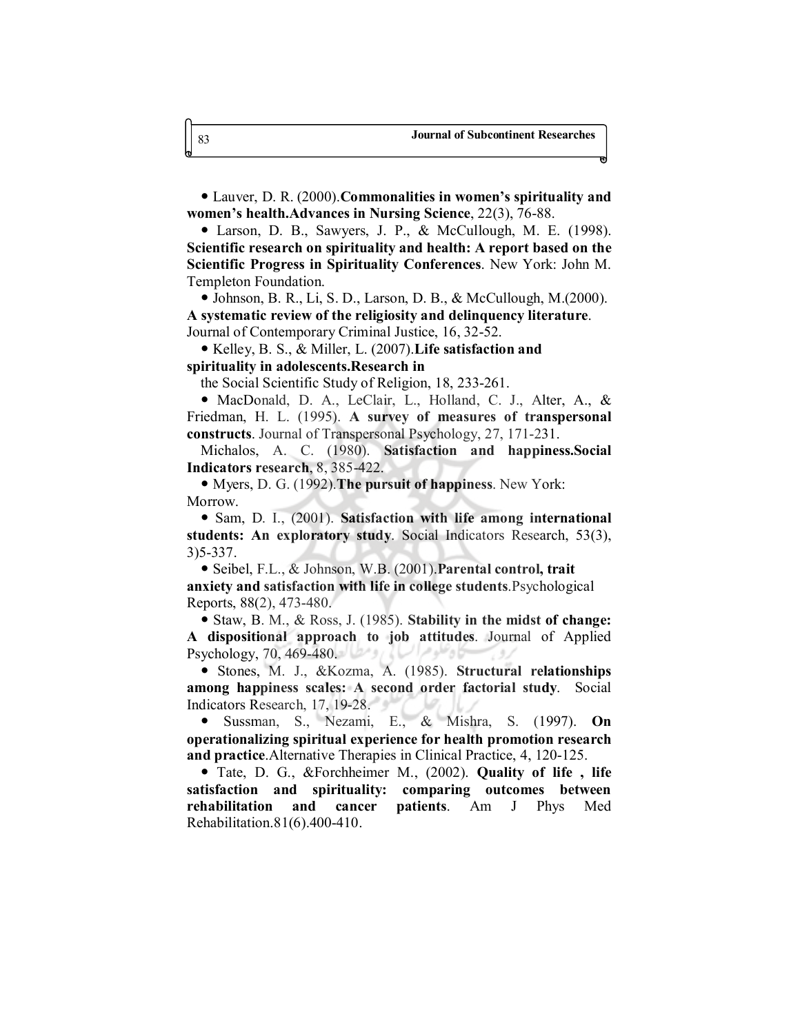- Lauver, D. R. (2000).**Commonalities in women's spirituality and women's health.Advances in Nursing Science**, 22(3), 76-88.
- Larson, D. B., Sawyers, J. P., & McCullough, M. E. (1998). **Scientific research on spirituality and health: A report based on the Scientific Progress in Spirituality Conferences**. New York: John M. Templeton Foundation.
- Johnson, B. R., Li, S. D., Larson, D. B., & McCullough, M.(2000). **A systematic review of the religiosity and delinquency literature**. Journal of Contemporary Criminal Justice, 16, 32-52.
- Kelley, B. S., & Miller, L. (2007).**Life satisfaction and spirituality in adolescents.Research in** the Social Scientific Study of Religion, 18, 233-261.
- MacDonald, D. A., LeClair, L., Holland, C. J., Alter, A., & Friedman, H. L. (1995). **A survey of measures of transpersonal constructs**. Journal of Transpersonal Psychology, 27, 171-231.

Michalos, A. C. (1980). **Satisfaction and happiness.Social Indicators research**, 8, 385-422.

- Myers, D. G. (1992).**The pursuit of happiness**. New York: Morrow.
- Sam, D. I., (2001). **Satisfaction with life among international students: An exploratory study**. Social Indicators Research, 53(3), 3)5-337.
- Seibel, F.L., & Johnson, W.B. (2001).**Parental control, trait anxiety and satisfaction with life in college students**.Psychological Reports, 88(2), 473-480.
- Staw, B. M., & Ross, J. (1985). **Stability in the midst of change: A dispositional approach to job attitudes**. Journal of Applied Psychology, 70, 469-480.
- Stones, M. J., &Kozma, A. (1985). **Structural relationships among happiness scales: A second order factorial study**. Social Indicators Research, 17, 19-28.
- Sussman, S., Nezami, E., & Mishra, S. (1997). **On operationalizing spiritual experience for health promotion research and practice**.Alternative Therapies in Clinical Practice, 4, 120-125.
- Tate, D. G., &Forchheimer M., (2002). **Quality of life , life satisfaction and spirituality: comparing outcomes between rehabilitation and cancer patients**. Am J Phys Med Rehabilitation.81(6).400-410.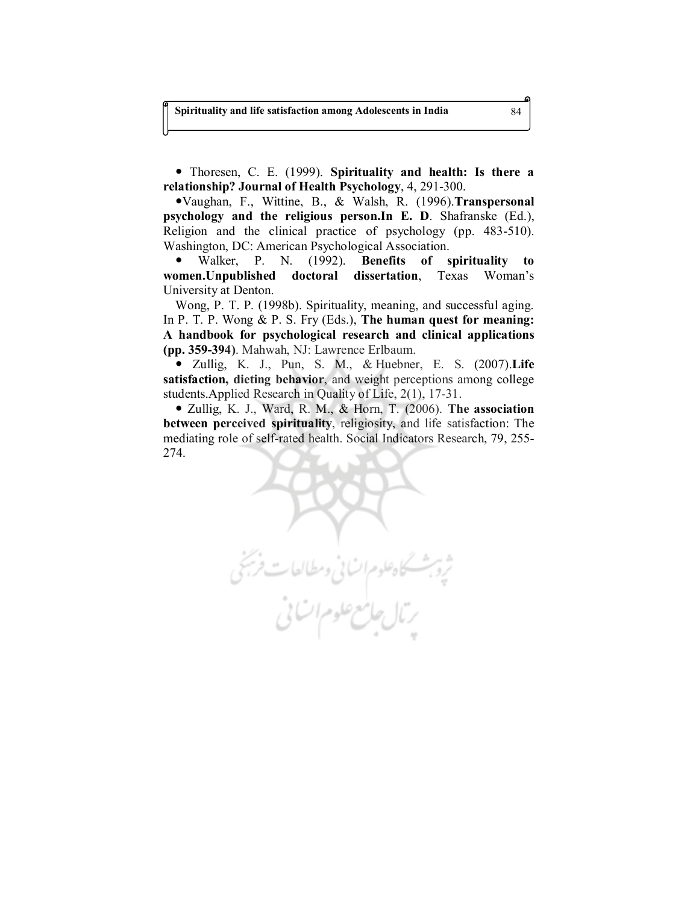- Thoresen, C. E. (1999). **Spirituality and health: Is there a relationship? Journal of Health Psychology**, 4, 291-300.
- Vaughan, F., Wittine, B., & Walsh, R. (1996).**Transpersonal psychology and the religious person.In E. D**. Shafranske (Ed.), Religion and the clinical practice of psychology (pp. 483-510). Washington, DC: American Psychological Association.
- Walker, P. N. (1992). **Benefits of spirituality to women.Unpublished doctoral dissertation**, Texas Woman's University at Denton.

Wong, P. T. P. (1998b). Spirituality, meaning, and successful aging. In P. T. P. Wong & P. S. Fry (Eds.), **The human quest for meaning: A handbook for psychological research and clinical applications (pp. 359-394)**. Mahwah, NJ: Lawrence Erlbaum.

- Zullig, K. J., Pun, S. M., & Huebner, E. S. (2007).**Life satisfaction, dieting behavior**, and weight perceptions among college students.Applied Research in Quality of Life, 2(1), 17-31.
- Zullig, K. J., Ward, R. M., & Horn, T. (2006). **The association between perceived spirituality**, religiosity, and life satisfaction: The mediating role of self-rated health. Social Indicators Research, 79, 255-274.